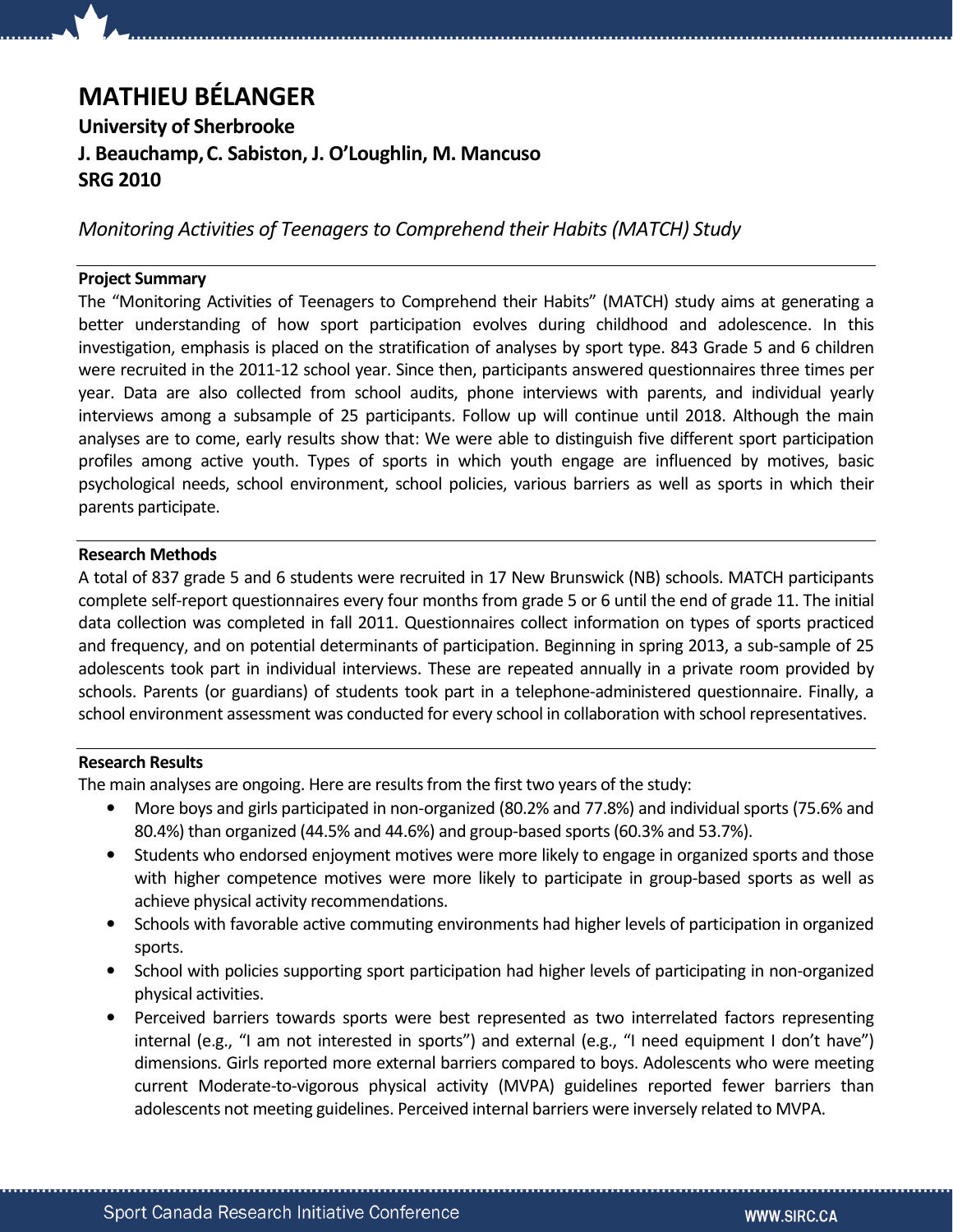# MATHIEU BÉLANGER

**University of Sherbrooke**

**J. Beauchamp, C. Sabiston, J. O'Loughlin, M. Mancuso**

**SRG 2010**

*Monitoring Activities of Teenagers to Comprehend their Habits (MATCH) Study*

## Project Summary

The "Monitoring Activities of Teenagers to Comprehend their Habits" (MATCH) study aims at generating a better understanding of how sport participation evolves during childhood and adolescence. In this investigation, emphasis is placed on the stratification of analyses by sport type. 843 Grade 5 and 6 children were recruited in the 2011-12 school year. Since then, participants answered questionnaires three times per year. Data are also collected from school audits, phone interviews with parents, and individual yearly interviews among a subsample of 25 participants. Follow up will continue until 2018. Although the main analyses are to come, early results show that: We were able to distinguish five different sport participation profiles among active youth. Types of sports in which youth engage are influenced by motives, basic psychological needs, school environment, school policies, various barriers as well as sports in which their parents participate.

## Research Methods

A total of 837 grade 5 and 6 students were recruited in 17 New Brunswick (NB) schools. MATCH participants complete self-report questionnaires every four months from grade 5 or 6 until the end of grade 11. The initial data collection was completed in fall 2011. Questionnaires collect information on types of sports practiced and frequency, and on potential determinants of participation. Beginning in spring 2013, a sub-sample of 25 adolescents took part in individual interviews. These are repeated annually in a private room provided by schools. Parents (or guardians) of students took part in a telephone-administered questionnaire. Finally, a school environment assessment was conducted for every school in collaboration with school representatives.

## Research Results

The main analyses are ongoing. Here are results from the first two years of the study:

- More boys and girls participated in non-organized (80.2% and 77.8%) and individual sports (75.6% and 80.4%) than organized (44.5% and 44.6%) and group-based sports (60.3% and 53.7%).
- Students who endorsed enjoyment motives were more likely to engage in organized sports and those with higher competence motives were more likely to participate in group-based sports as well as achieve physical activity recommendations.
- Schools with favorable active commuting environments had higher levels of participation in organized sports.
- School with policies supporting sport participation had higher levels of participating in non-organized physical activities.
- Perceived barriers towards sports were best represented as two interrelated factors representing internal (e.g., "I am not interested in sports") and external (e.g., "I need equipment I don't have") dimensions. Girls reported more external barriers compared to boys. Adolescents who were meeting current Moderate-to-vigorous physical activity (MVPA) guidelines reported fewer barriers than adolescents not meeting guidelines. Perceived internal barriers were inversely related to MVPA.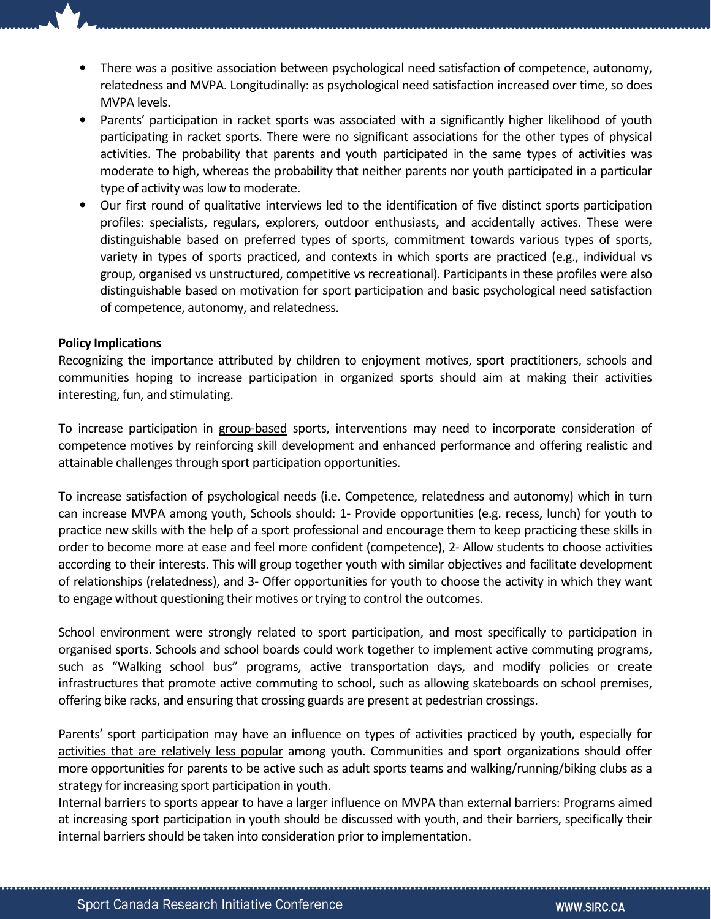- There was a positive association between psychological need satisfaction of competence, autonomy, relatedness and MVPA. Longitudinally: as psychological need satisfaction increased over time, so does MVPA levels.
- Parents' participation in racket sports was associated with a significantly higher likelihood of youth participating in racket sports. There were no significant associations for the other types of physical activities. The probability that parents and youth participated in the same types of activities was moderate to high, whereas the probability that neither parents nor youth participated in a particular type of activity was low to moderate.
- Our first round of qualitative interviews led to the identification of five distinct sports participation profiles: specialists, regulars, explorers, outdoor enthusiasts, and accidentally actives. These were distinguishable based on preferred types of sports, commitment towards various types of sports, variety in types of sports practiced, and contexts in which sports are practiced (e.g., individual vs group, organised vs unstructured, competitive vs recreational). Participants in these profiles were also distinguishable based on motivation for sport participation and basic psychological need satisfaction of competence, autonomy, and relatedness.

**Policy Implications**

Recognizing the importance attributed by children to enjoyment motives, sport practitioners, schools and communities hoping to increase participation in <u>organized</u> sports should aim at making their activities interesting, fun, and stimulating.

To increase participation in <u>group-based</u> sports, interventions may need to incorporate consideration of competence motives by reinforcing skill development and enhanced performance and offering realistic and attainable challenges through sport participation opportunities.

To increase satisfaction of psychological needs (i.e. Competence, relatedness and autonomy) which in turn can increase MVPA among youth, Schools should: 1- Provide opportunities (e.g. recess, lunch) for youth to practice new skills with the help of a sport professional and encourage them to keep practicing these skills in order to become more at ease and feel more confident (competence), 2- Allow students to choose activities according to their interests. This will group together youth with similar objectives and facilitate development of relationships (relatedness), and 3- Offer opportunities for youth to choose the activity in which they want to engage without questioning their motives or trying to control the outcomes.

School environment were strongly related to sport participation, and most specifically to participation in <u>organised</u> sports. Schools and school boards could work together to implement active commuting programs, such as "Walking school bus" programs, active transportation days, and modify policies or create infrastructures that promote active commuting to school, such as allowing skateboards on school premises, offering bike racks, and ensuring that crossing guards are present at pedestrian crossings.

Parents' sport participation may have an influence on types of activities practiced by youth, especially for <u>activities that are relatively less popular</u> among youth. Communities and sport organizations should offer more opportunities for parents to be active such as adult sports teams and walking/running/biking clubs as a strategy for increasing sport participation in youth.

Internal barriers to sports appear to have a larger influence on MVPA than external barriers: Programs aimed at increasing sport participation in youth should be discussed with youth, and their barriers, specifically their internal barriers should be taken into consideration prior to implementation.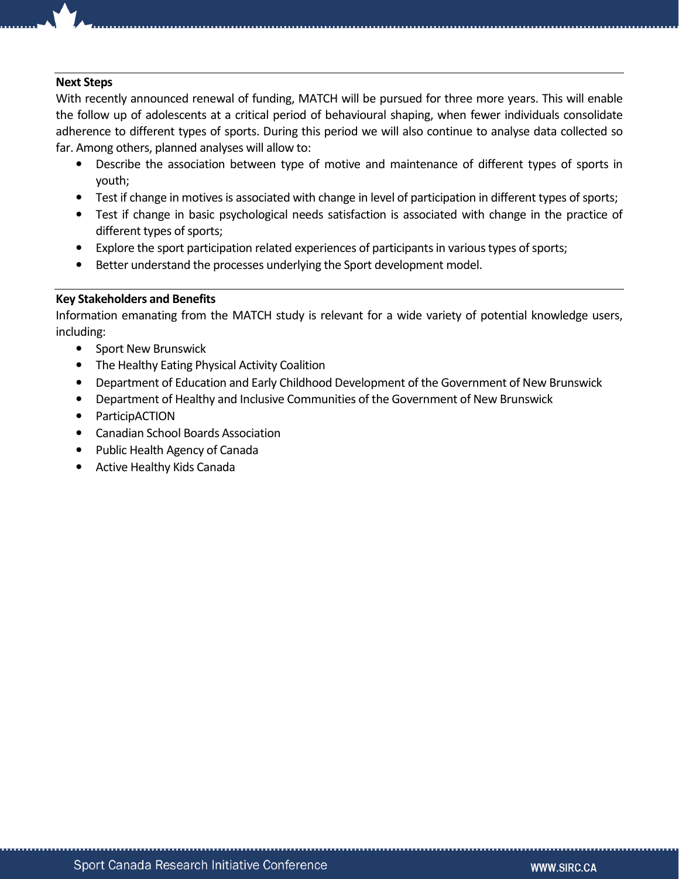## Next Steps

With recently announced renewal of funding, MATCH will be pursued for three more years. This will enable the follow up of adolescents at a critical period of behavioural shaping, when fewer individuals consolidate adherence to different types of sports. During this period we will also continue to analyse data collected so far. Among others, planned analyses will allow to:

- Describe the association between type of motive and maintenance of different types of sports in youth;
- Test if change in motives is associated with change in level of participation in different types of sports;
- Test if change in basic psychological needs satisfaction is associated with change in the practice of different types of sports;
- Explore the sport participation related experiences of participants in various types of sports;
- Better understand the processes underlying the Sport development model.

## Key Stakeholders and Benefits

Information emanating from the MATCH study is relevant for a wide variety of potential knowledge users, including:

- Sport New Brunswick
- The Healthy Eating Physical Activity Coalition
- Department of Education and Early Childhood Development of the Government of New Brunswick
- Department of Healthy and Inclusive Communities of the Government of New Brunswick
- ParticipACTION
- Canadian School Boards Association
- Public Health Agency of Canada
- Active Healthy Kids Canada